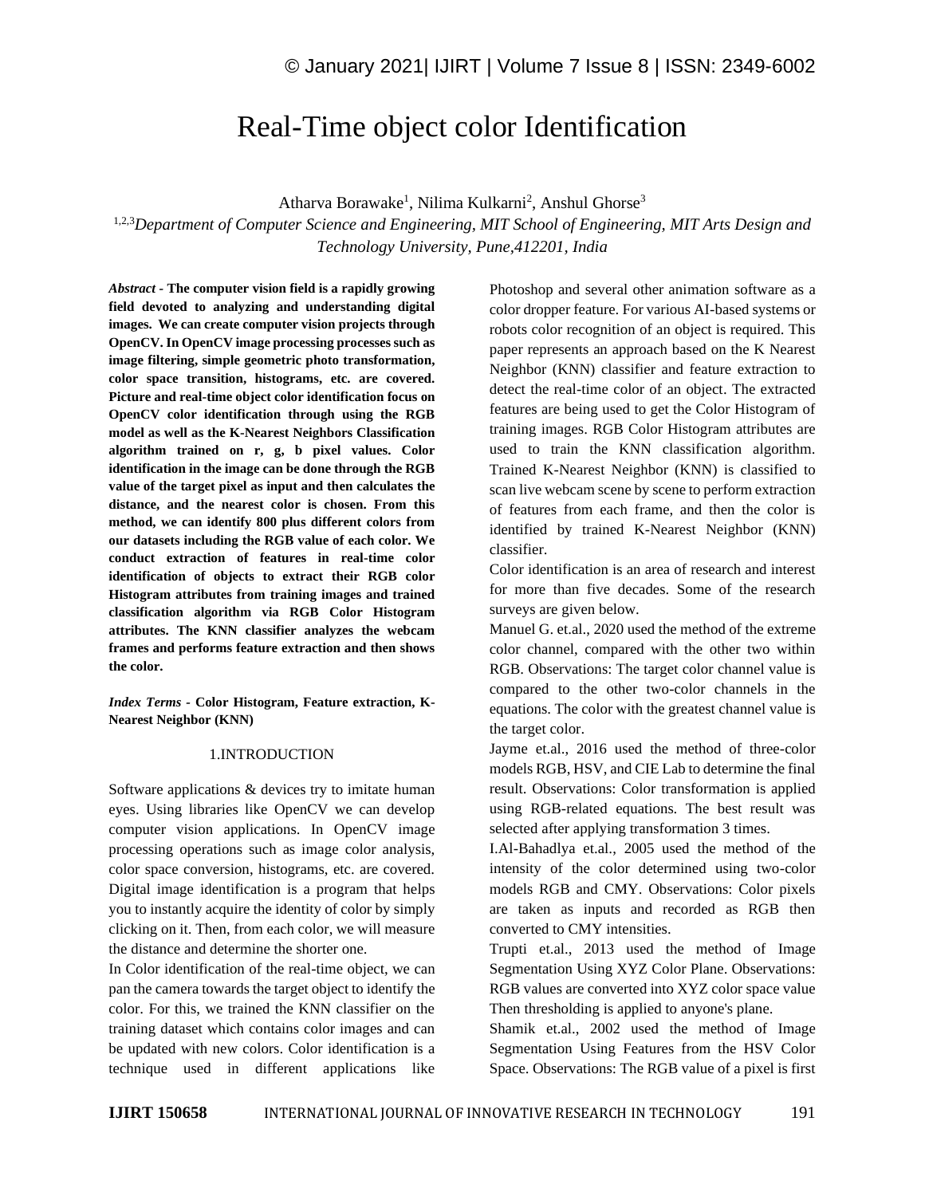# Real-Time object color Identification

Atharva Borawake[1], Nilima Kulkarni[2], Anshul Ghorse[3]

[1,2,3]*Department of Computer Science and Engineering, MIT School of Engineering, MIT Arts Design and Technology University, Pune,412201, India*

***Abstract* - The computer vision field is a rapidly growing field devoted to analyzing and understanding digital images. We can create computer vision projects through OpenCV. In OpenCV image processing processes such as image filtering, simple geometric photo transformation, color space transition, histograms, etc. are covered. Picture and real-time object color identification focus on OpenCV color identification through using the RGB model as well as the K-Nearest Neighbors Classification algorithm trained on r, g, b pixel values. Color identification in the image can be done through the RGB value of the target pixel as input and then calculates the distance, and the nearest color is chosen. From this method, we can identify 800 plus different colors from our datasets including the RGB value of each color. We conduct extraction of features in real-time color identification of objects to extract their RGB color Histogram attributes from training images and trained classification algorithm via RGB Color Histogram attributes. The KNN classifier analyzes the webcam frames and performs feature extraction and then shows the color.**

***Index Terms* - Color Histogram, Feature extraction, K-Nearest Neighbor (KNN)**

## 1.INTRODUCTION

Software applications & devices try to imitate human eyes. Using libraries like OpenCV we can develop computer vision applications. In OpenCV image processing operations such as image color analysis, color space conversion, histograms, etc. are covered. Digital image identification is a program that helps you to instantly acquire the identity of color by simply clicking on it. Then, from each color, we will measure the distance and determine the shorter one.

In Color identification of the real-time object, we can pan the camera towards the target object to identify the color. For this, we trained the KNN classifier on the training dataset which contains color images and can be updated with new colors. Color identification is a technique used in different applications like Photoshop and several other animation software as a color dropper feature. For various AI-based systems or robots color recognition of an object is required. This paper represents an approach based on the K Nearest Neighbor (KNN) classifier and feature extraction to detect the real-time color of an object. The extracted features are being used to get the Color Histogram of training images. RGB Color Histogram attributes are used to train the KNN classification algorithm. Trained K-Nearest Neighbor (KNN) is classified to scan live webcam scene by scene to perform extraction of features from each frame, and then the color is identified by trained K-Nearest Neighbor (KNN) classifier.

Color identification is an area of research and interest for more than five decades. Some of the research surveys are given below.

Manuel G. et.al., 2020 used the method of the extreme color channel, compared with the other two within RGB. Observations: The target color channel value is compared to the other two-color channels in the equations. The color with the greatest channel value is the target color.

Jayme et.al., 2016 used the method of three-color models RGB, HSV, and CIE Lab to determine the final result. Observations: Color transformation is applied using RGB-related equations. The best result was selected after applying transformation 3 times.

I.Al-Bahadlya et.al., 2005 used the method of the intensity of the color determined using two-color models RGB and CMY. Observations: Color pixels are taken as inputs and recorded as RGB then converted to CMY intensities.

Trupti et.al., 2013 used the method of Image Segmentation Using XYZ Color Plane. Observations: RGB values are converted into XYZ color space value Then thresholding is applied to anyone's plane.

Shamik et.al., 2002 used the method of Image Segmentation Using Features from the HSV Color Space. Observations: The RGB value of a pixel is first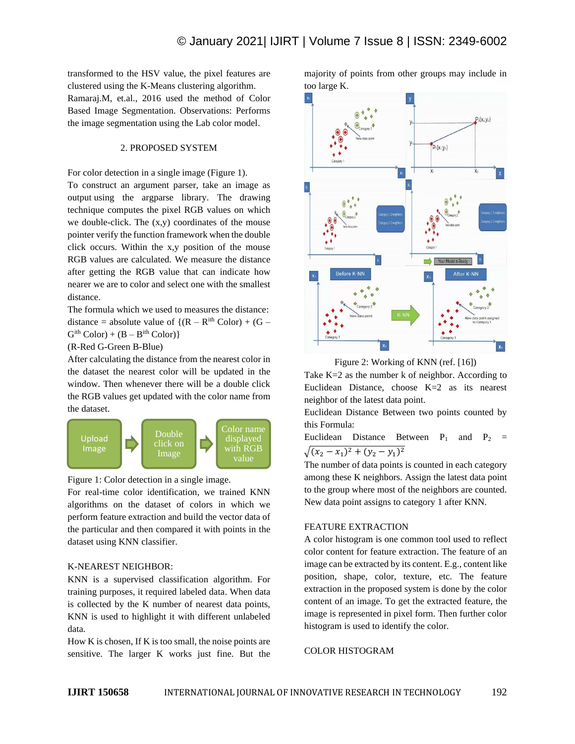transformed to the HSV value, the pixel features are clustered using the K-Means clustering algorithm.

Ramaraj.M, et.al., 2016 used the method of Color Based Image Segmentation. Observations: Performs the image segmentation using the Lab color model.

## 2. PROPOSED SYSTEM

For color detection in a single image (Figure 1).

To construct an argument parser, take an image as output using the argparse library. The drawing technique computes the pixel RGB values on which we double-click. The (x,y) coordinates of the mouse pointer verify the function framework when the double click occurs. Within the x,y position of the mouse RGB values are calculated. We measure the distance after getting the RGB value that can indicate how nearer we are to color and select one with the smallest distance.

The formula which we used to measures the distance: distance = absolute value of {(R – R$^{ith}$ Color) + (G – G$^{ith}$ Color) + (B – B$^{ith}$ Color)}

(R-Red G-Green B-Blue)

After calculating the distance from the nearest color in the dataset the nearest color will be updated in the window. Then whenever there will be a double click the RGB values get updated with the color name from the dataset.

Upload Image → Double click on Image → Color name displayed with RGB value

Figure 1: Color detection in a single image.

For real-time color identification, we trained KNN algorithms on the dataset of colors in which we perform feature extraction and build the vector data of the particular and then compared it with points in the dataset using KNN classifier.

### K-NEAREST NEIGHBOR:

KNN is a supervised classification algorithm. For training purposes, it required labeled data. When data is collected by the K number of nearest data points, KNN is used to highlight it with different unlabeled data.

How K is chosen, If K is too small, the noise points are sensitive. The larger K works just fine. But the majority of points from other groups may include in too large K.

Figure 2: Working of KNN (ref. [16])

Take K=2 as the number k of neighbor. According to Euclidean Distance, choose K=2 as its nearest neighbor of the latest data point.

Euclidean Distance Between two points counted by this Formula:

Euclidean Distance Between $P_1$ and $P_2$ = $\sqrt{(x_2 - x_1)^2 + (y_2 - y_1)^2}$

The number of data points is counted in each category among these K neighbors. Assign the latest data point to the group where most of the neighbors are counted. New data point assigns to category 1 after KNN.

### FEATURE EXTRACTION

A color histogram is one common tool used to reflect color content for feature extraction. The feature of an image can be extracted by its content. E.g., content like position, shape, color, texture, etc. The feature extraction in the proposed system is done by the color content of an image. To get the extracted feature, the image is represented in pixel form. Then further color histogram is used to identify the color.

### COLOR HISTOGRAM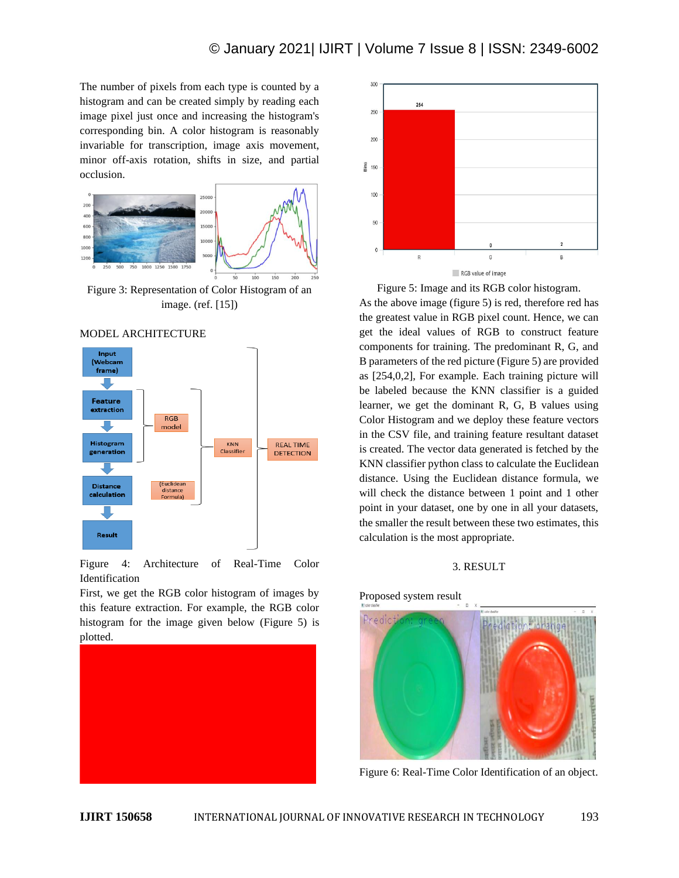The number of pixels from each type is counted by a histogram and can be created simply by reading each image pixel just once and increasing the histogram's corresponding bin. A color histogram is reasonably invariable for transcription, image axis movement, minor off-axis rotation, shifts in size, and partial occlusion.

Figure 3: Representation of Color Histogram of an image. (ref. [15])

MODEL ARCHITECTURE

Figure 4: Architecture of Real-Time Color Identification

First, we get the RGB color histogram of images by this feature extraction. For example, the RGB color histogram for the image given below (Figure 5) is plotted.

Figure 5: Image and its RGB color histogram.

As the above image (figure 5) is red, therefore red has the greatest value in RGB pixel count. Hence, we can get the ideal values of RGB to construct feature components for training. The predominant R, G, and B parameters of the red picture (Figure 5) are provided as [254,0,2], For example. Each training picture will be labeled because the KNN classifier is a guided learner, we get the dominant R, G, B values using Color Histogram and we deploy these feature vectors in the CSV file, and training feature resultant dataset is created. The vector data generated is fetched by the KNN classifier python class to calculate the Euclidean distance. Using the Euclidean distance formula, we will check the distance between 1 point and 1 other point in your dataset, one by one in all your datasets, the smaller the result between these two estimates, this calculation is the most appropriate.

## 3. RESULT

Proposed system result

Figure 6: Real-Time Color Identification of an object.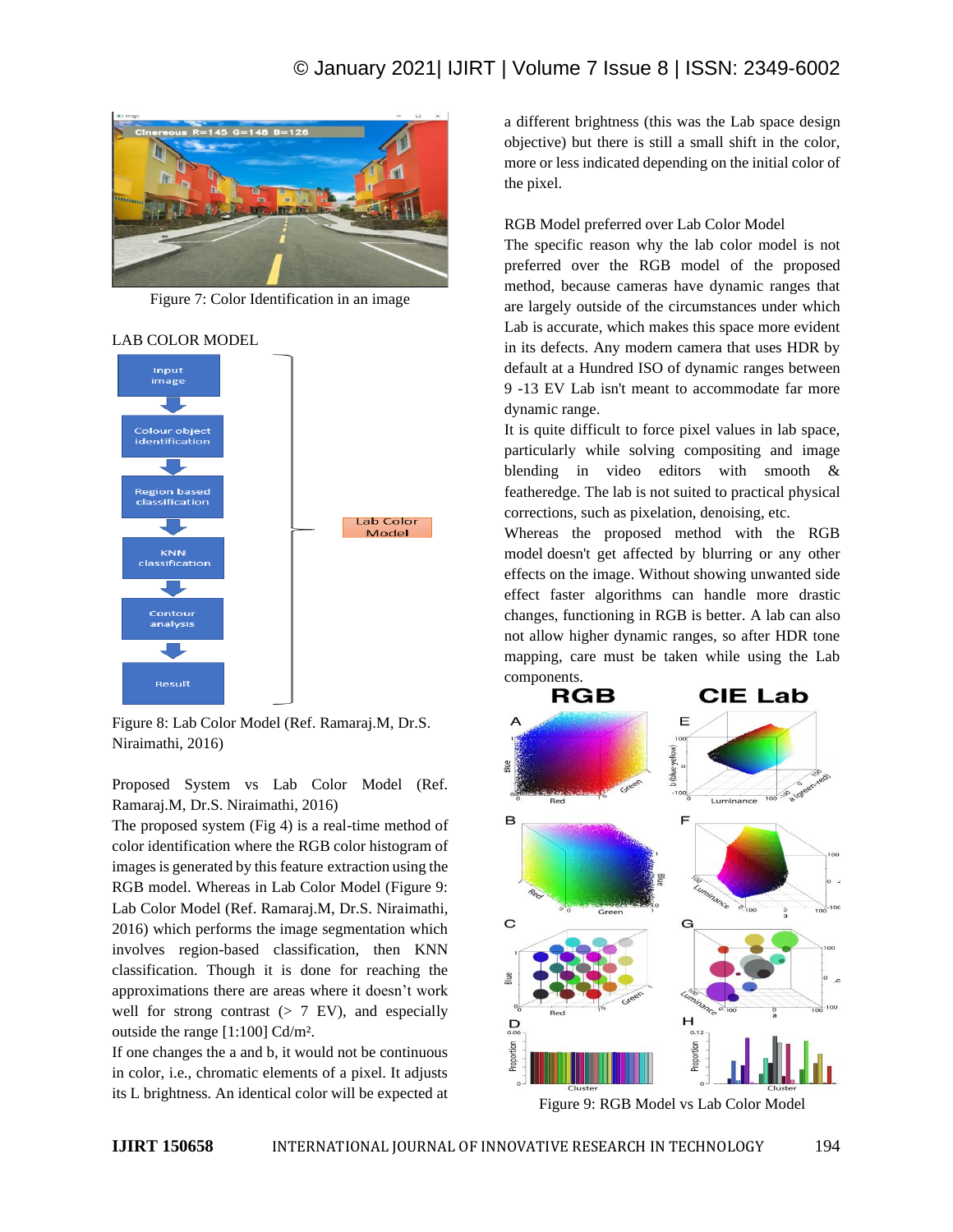Figure 7: Color Identification in an image

LAB COLOR MODEL

Figure 8: Lab Color Model (Ref. Ramaraj.M, Dr.S. Niraimathi, 2016)

Proposed System vs Lab Color Model (Ref. Ramaraj.M, Dr.S. Niraimathi, 2016)

The proposed system (Fig 4) is a real-time method of color identification where the RGB color histogram of images is generated by this feature extraction using the RGB model. Whereas in Lab Color Model (Figure 9: Lab Color Model (Ref. Ramaraj.M, Dr.S. Niraimathi, 2016) which performs the image segmentation which involves region-based classification, then KNN classification. Though it is done for reaching the approximations there are areas where it doesn't work well for strong contrast (> 7 EV), and especially outside the range [1:100] Cd/m².

If one changes the a and b, it would not be continuous in color, i.e., chromatic elements of a pixel. It adjusts its L brightness. An identical color will be expected at a different brightness (this was the Lab space design objective) but there is still a small shift in the color, more or less indicated depending on the initial color of the pixel.

RGB Model preferred over Lab Color Model

The specific reason why the lab color model is not preferred over the RGB model of the proposed method, because cameras have dynamic ranges that are largely outside of the circumstances under which Lab is accurate, which makes this space more evident in its defects. Any modern camera that uses HDR by default at a Hundred ISO of dynamic ranges between 9 -13 EV Lab isn't meant to accommodate far more dynamic range.

It is quite difficult to force pixel values in lab space, particularly while solving compositing and image blending in video editors with smooth & featheredge. The lab is not suited to practical physical corrections, such as pixelation, denoising, etc.

Whereas the proposed method with the RGB model doesn't get affected by blurring or any other effects on the image. Without showing unwanted side effect faster algorithms can handle more drastic changes, functioning in RGB is better. A lab can also not allow higher dynamic ranges, so after HDR tone mapping, care must be taken while using the Lab components.

Figure 9: RGB Model vs Lab Color Model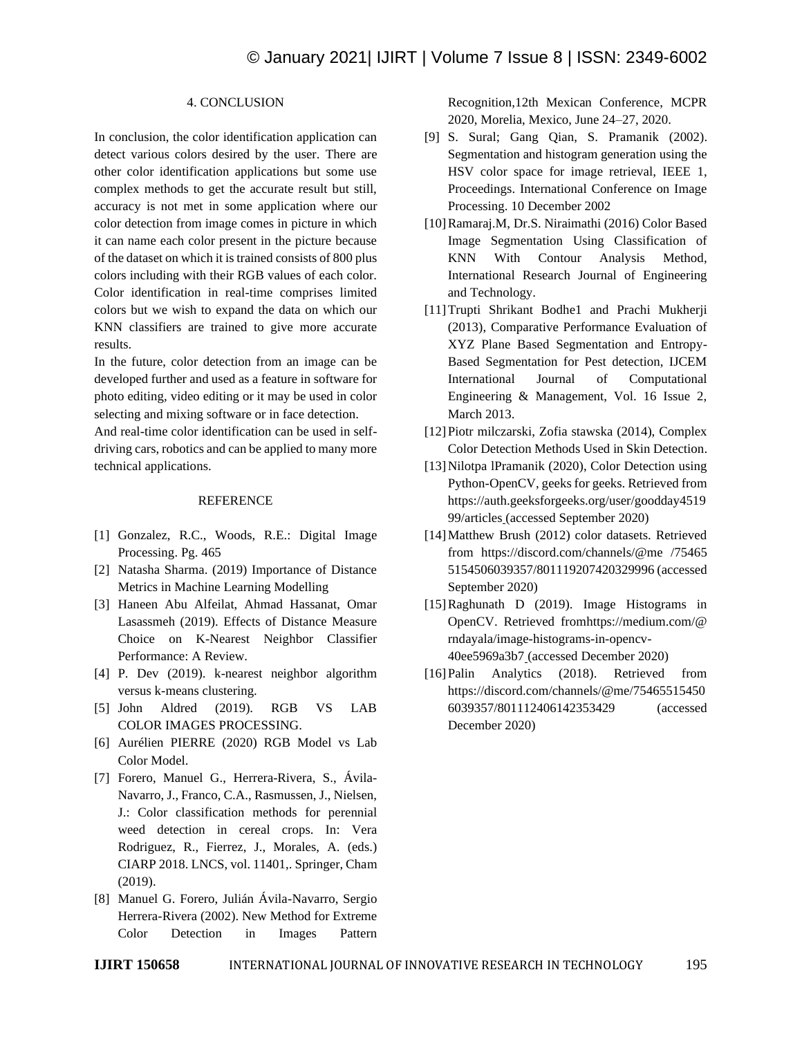## 4. CONCLUSION

In conclusion, the color identification application can detect various colors desired by the user. There are other color identification applications but some use complex methods to get the accurate result but still, accuracy is not met in some application where our color detection from image comes in picture in which it can name each color present in the picture because of the dataset on which it is trained consists of 800 plus colors including with their RGB values of each color. Color identification in real-time comprises limited colors but we wish to expand the data on which our KNN classifiers are trained to give more accurate results.

In the future, color detection from an image can be developed further and used as a feature in software for photo editing, video editing or it may be used in color selecting and mixing software or in face detection.

And real-time color identification can be used in self-driving cars, robotics and can be applied to many more technical applications.

## REFERENCE

[1] Gonzalez, R.C., Woods, R.E.: Digital Image Processing. Pg. 465

[2] Natasha Sharma. (2019) Importance of Distance Metrics in Machine Learning Modelling

[3] Haneen Abu Alfeilat, Ahmad Hassanat, Omar Lasassmeh (2019). Effects of Distance Measure Choice on K-Nearest Neighbor Classifier Performance: A Review.

[4] P. Dev (2019). k-nearest neighbor algorithm versus k-means clustering.

[5] John Aldred (2019). RGB VS LAB COLOR IMAGES PROCESSING.

[6] Aurélien PIERRE (2020) RGB Model vs Lab Color Model.

[7] Forero, Manuel G., Herrera-Rivera, S., Ávila-Navarro, J., Franco, C.A., Rasmussen, J., Nielsen, J.: Color classification methods for perennial weed detection in cereal crops. In: Vera Rodriguez, R., Fierrez, J., Morales, A. (eds.) CIARP 2018. LNCS, vol. 11401,. Springer, Cham (2019).

[8] Manuel G. Forero, Julián Ávila-Navarro, Sergio Herrera-Rivera (2002). New Method for Extreme Color Detection in Images Pattern Recognition,12th Mexican Conference, MCPR 2020, Morelia, Mexico, June 24–27, 2020.

[9] S. Sural; Gang Qian, S. Pramanik (2002). Segmentation and histogram generation using the HSV color space for image retrieval, IEEE 1, Proceedings. International Conference on Image Processing. 10 December 2002

[10] Ramaraj.M, Dr.S. Niraimathi (2016) Color Based Image Segmentation Using Classification of KNN With Contour Analysis Method, International Research Journal of Engineering and Technology.

[11] Trupti Shrikant Bodhe1 and Prachi Mukherji (2013), Comparative Performance Evaluation of XYZ Plane Based Segmentation and Entropy-Based Segmentation for Pest detection, IJCEM International Journal of Computational Engineering & Management, Vol. 16 Issue 2, March 2013.

[12] Piotr milczarski, Zofia stawska (2014), Complex Color Detection Methods Used in Skin Detection.

[13] Nilotpa lPramanik (2020), Color Detection using Python-OpenCV, geeks for geeks. Retrieved from https://auth.geeksforgeeks.org/user/goodday451999/articles (accessed September 2020)

[14] Matthew Brush (2012) color datasets. Retrieved from https://discord.com/channels/@me /754655154506039357/801119207420329996 (accessed September 2020)

[15] Raghunath D (2019). Image Histograms in OpenCV. Retrieved fromhttps://medium.com/@rndayala/image-histograms-in-opencv-40ee5969a3b7 (accessed December 2020)

[16] Palin Analytics (2018). Retrieved from https://discord.com/channels/@me/754655154506039357/801112406142353429 (accessed December 2020)